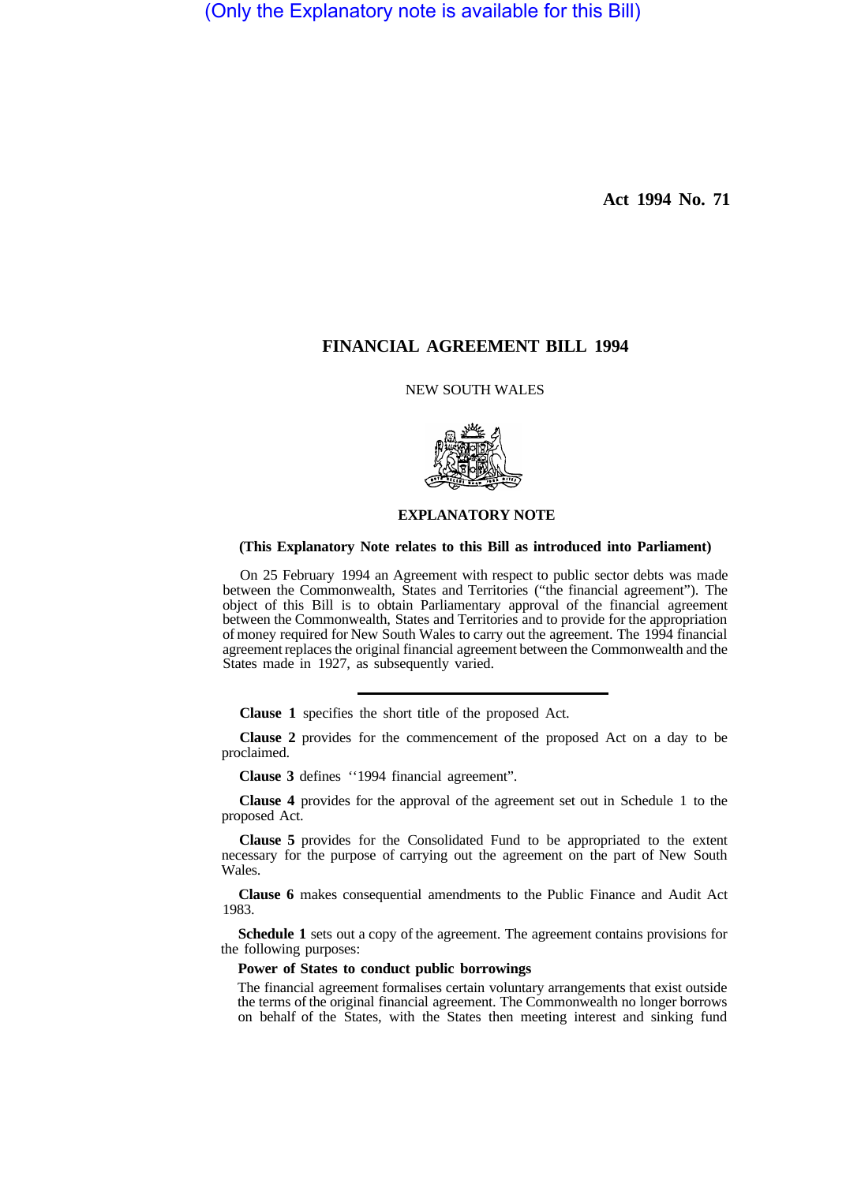(Only the Explanatory note is available for this Bill)

**Act 1994 No. 71**

# FINANCIAL AGREEMENT BILL 1994

NEW SOUTH WALES

## EXPLANATORY NOTE

**(This Explanatory Note relates to this Bill as introduced into Parliament)**

On 25 February 1994 an Agreement with respect to public sector debts was made between the Commonwealth, States and Territories ("the financial agreement"). The object of this Bill is to obtain Parliamentary approval of the financial agreement between the Commonwealth, States and Territories and to provide for the appropriation of money required for New South Wales to carry out the agreement. The 1994 financial agreement replaces the original financial agreement between the Commonwealth and the States made in 1927, as subsequently varied.

---

**Clause 1** specifies the short title of the proposed Act.

**Clause 2** provides for the commencement of the proposed Act on a day to be proclaimed.

**Clause 3** defines ''1994 financial agreement".

**Clause 4** provides for the approval of the agreement set out in Schedule 1 to the proposed Act.

**Clause 5** provides for the Consolidated Fund to be appropriated to the extent necessary for the purpose of carrying out the agreement on the part of New South Wales.

**Clause 6** makes consequential amendments to the Public Finance and Audit Act 1983.

**Schedule 1** sets out a copy of the agreement. The agreement contains provisions for the following purposes:

**Power of States to conduct public borrowings**

The financial agreement formalises certain voluntary arrangements that exist outside the terms of the original financial agreement. The Commonwealth no longer borrows on behalf of the States, with the States then meeting interest and sinking fund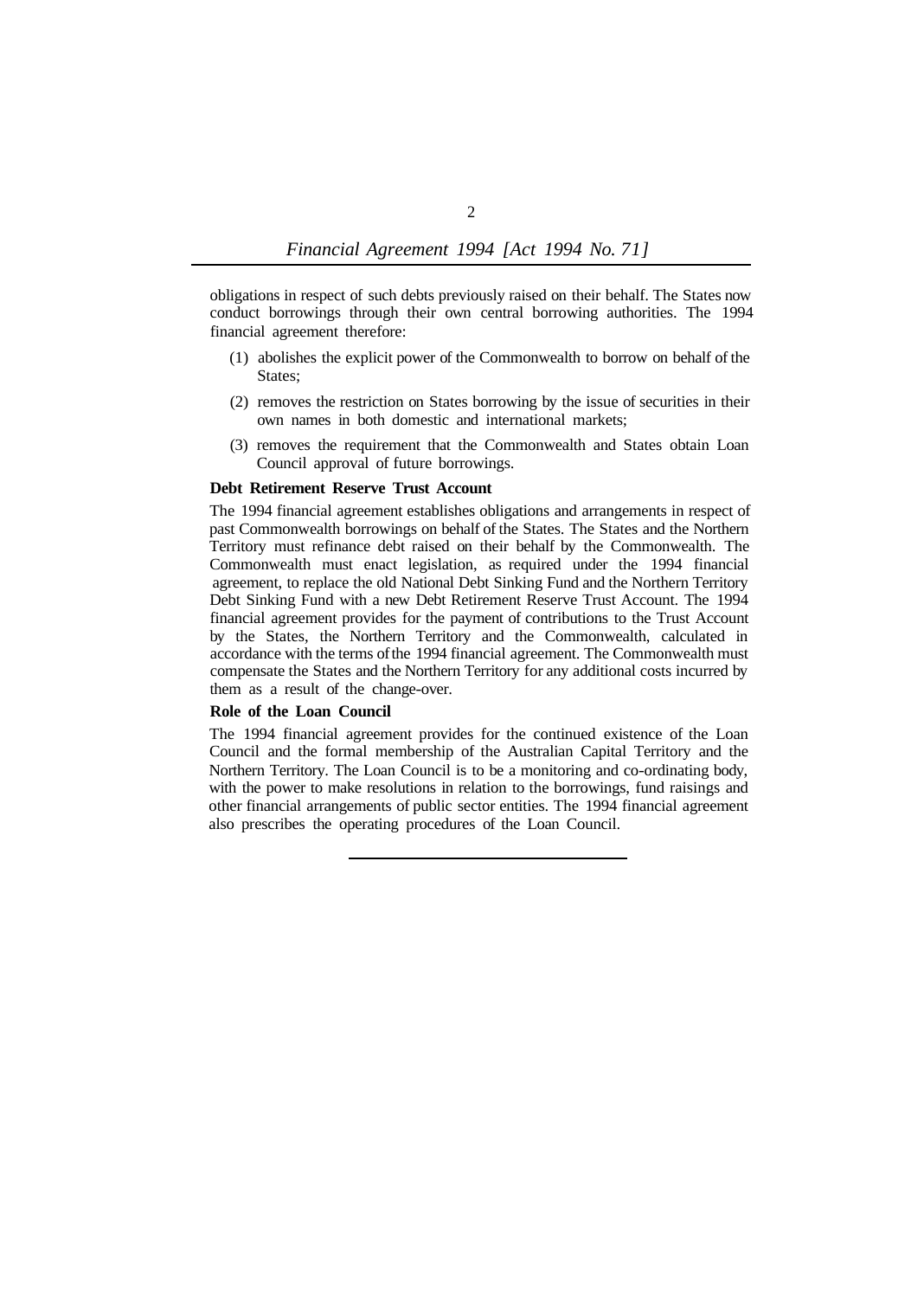obligations in respect of such debts previously raised on their behalf. The States now conduct borrowings through their own central borrowing authorities. The 1994 financial agreement therefore:

(1) abolishes the explicit power of the Commonwealth to borrow on behalf of the States;

(2) removes the restriction on States borrowing by the issue of securities in their own names in both domestic and international markets;

(3) removes the requirement that the Commonwealth and States obtain Loan Council approval of future borrowings.

**Debt Retirement Reserve Trust Account**

The 1994 financial agreement establishes obligations and arrangements in respect of past Commonwealth borrowings on behalf of the States. The States and the Northern Territory must refinance debt raised on their behalf by the Commonwealth. The Commonwealth must enact legislation, as required under the 1994 financial agreement, to replace the old National Debt Sinking Fund and the Northern Territory Debt Sinking Fund with a new Debt Retirement Reserve Trust Account. The 1994 financial agreement provides for the payment of contributions to the Trust Account by the States, the Northern Territory and the Commonwealth, calculated in accordance with the terms of the 1994 financial agreement. The Commonwealth must compensate the States and the Northern Territory for any additional costs incurred by them as a result of the change-over.

**Role of the Loan Council**

The 1994 financial agreement provides for the continued existence of the Loan Council and the formal membership of the Australian Capital Territory and the Northern Territory. The Loan Council is to be a monitoring and co-ordinating body, with the power to make resolutions in relation to the borrowings, fund raisings and other financial arrangements of public sector entities. The 1994 financial agreement also prescribes the operating procedures of the Loan Council.